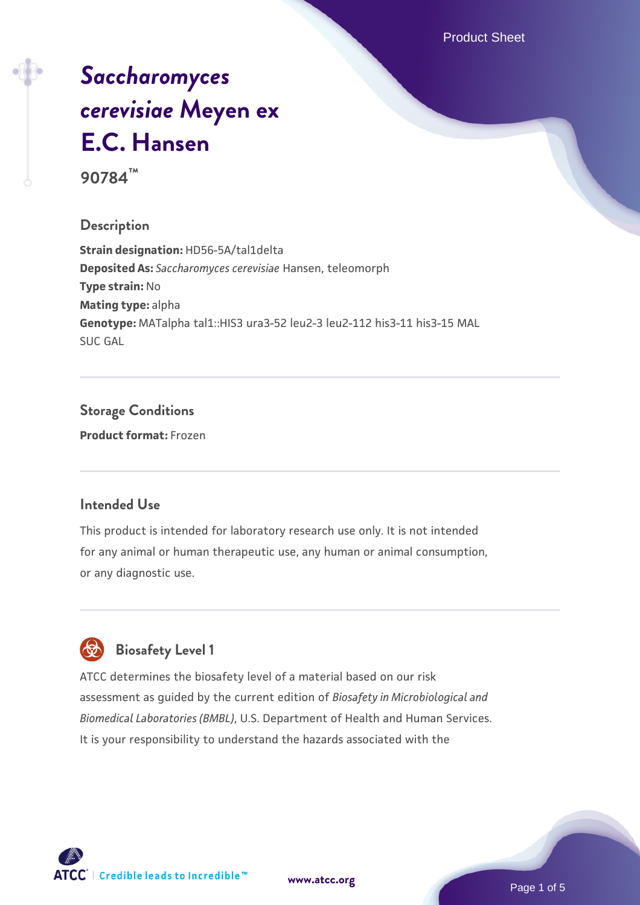# *Saccharomyces cerevisiae* Meyen ex E.C. Hansen

**90784™**

## Description

**Strain designation:** HD56-5A/tal1delta
**Deposited As:** *Saccharomyces cerevisiae* Hansen, teleomorph
**Type strain:** No
**Mating type:** alpha
**Genotype:** MATalpha tal1::HIS3 ura3-52 leu2-3 leu2-112 his3-11 his3-15 MAL SUC GAL

## Storage Conditions

**Product format:** Frozen

## Intended Use

This product is intended for laboratory research use only. It is not intended for any animal or human therapeutic use, any human or animal consumption, or any diagnostic use.

## Biosafety Level 1

ATCC determines the biosafety level of a material based on our risk assessment as guided by the current edition of *Biosafety in Microbiological and Biomedical Laboratories (BMBL)*, U.S. Department of Health and Human Services. It is your responsibility to understand the hazards associated with the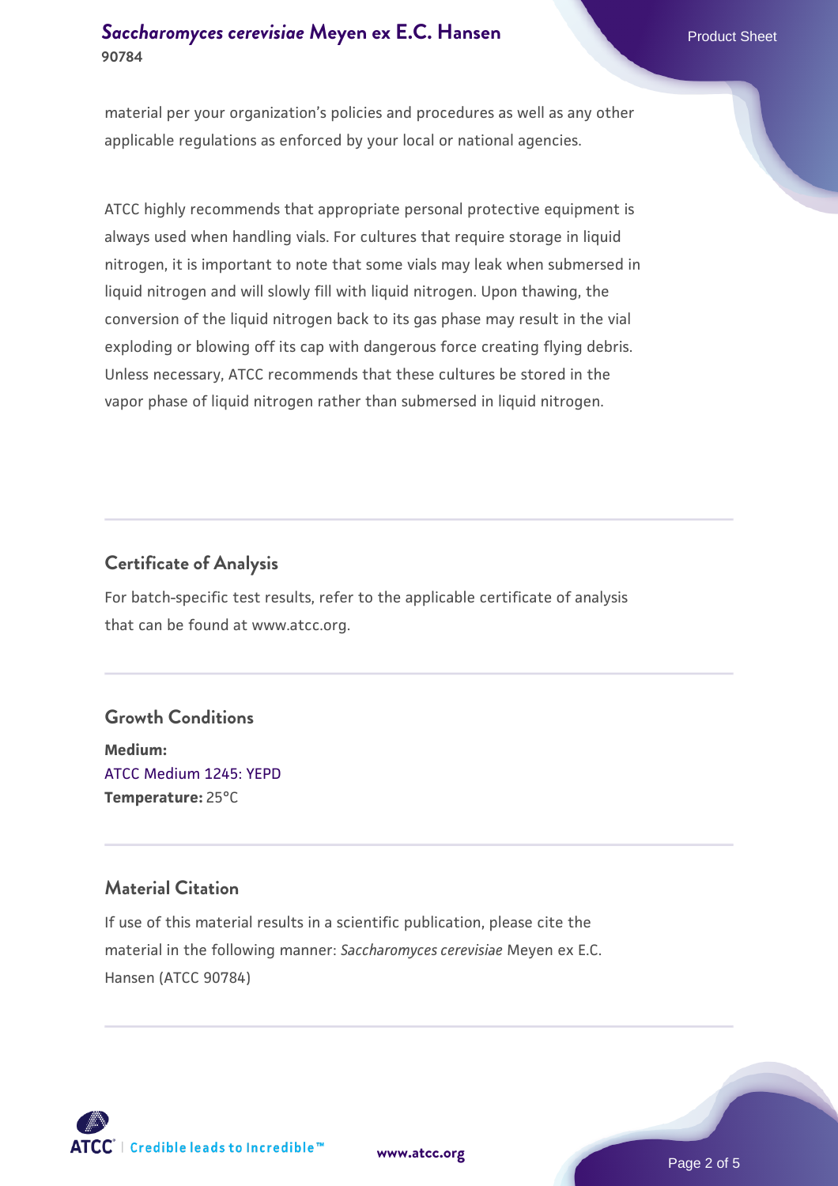material per your organization's policies and procedures as well as any other applicable regulations as enforced by your local or national agencies.

ATCC highly recommends that appropriate personal protective equipment is always used when handling vials. For cultures that require storage in liquid nitrogen, it is important to note that some vials may leak when submersed in liquid nitrogen and will slowly fill with liquid nitrogen. Upon thawing, the conversion of the liquid nitrogen back to its gas phase may result in the vial exploding or blowing off its cap with dangerous force creating flying debris. Unless necessary, ATCC recommends that these cultures be stored in the vapor phase of liquid nitrogen rather than submersed in liquid nitrogen.

## Certificate of Analysis

For batch-specific test results, refer to the applicable certificate of analysis that can be found at www.atcc.org.

## Growth Conditions

**Medium:**
ATCC Medium 1245: YEPD
**Temperature:** 25°C

## Material Citation

If use of this material results in a scientific publication, please cite the material in the following manner: *Saccharomyces cerevisiae* Meyen ex E.C. Hansen (ATCC 90784)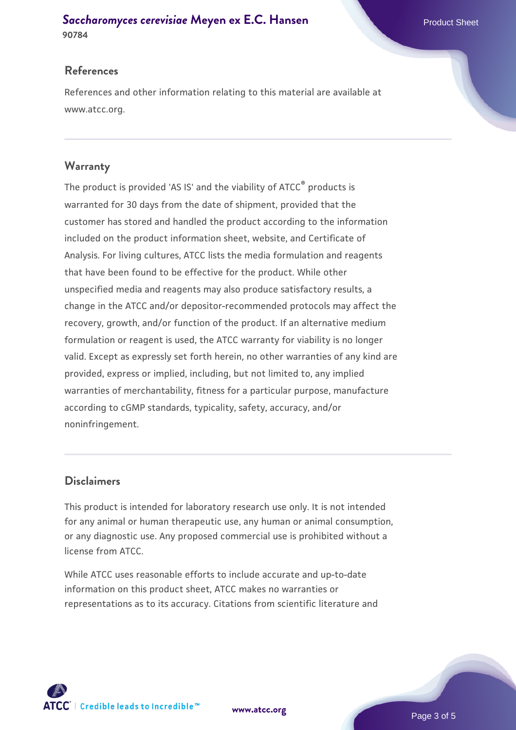## References

References and other information relating to this material are available at www.atcc.org.

## Warranty

The product is provided 'AS IS' and the viability of ATCC® products is warranted for 30 days from the date of shipment, provided that the customer has stored and handled the product according to the information included on the product information sheet, website, and Certificate of Analysis. For living cultures, ATCC lists the media formulation and reagents that have been found to be effective for the product. While other unspecified media and reagents may also produce satisfactory results, a change in the ATCC and/or depositor-recommended protocols may affect the recovery, growth, and/or function of the product. If an alternative medium formulation or reagent is used, the ATCC warranty for viability is no longer valid. Except as expressly set forth herein, no other warranties of any kind are provided, express or implied, including, but not limited to, any implied warranties of merchantability, fitness for a particular purpose, manufacture according to cGMP standards, typicality, safety, accuracy, and/or noninfringement.

## Disclaimers

This product is intended for laboratory research use only. It is not intended for any animal or human therapeutic use, any human or animal consumption, or any diagnostic use. Any proposed commercial use is prohibited without a license from ATCC.

While ATCC uses reasonable efforts to include accurate and up-to-date information on this product sheet, ATCC makes no warranties or representations as to its accuracy. Citations from scientific literature and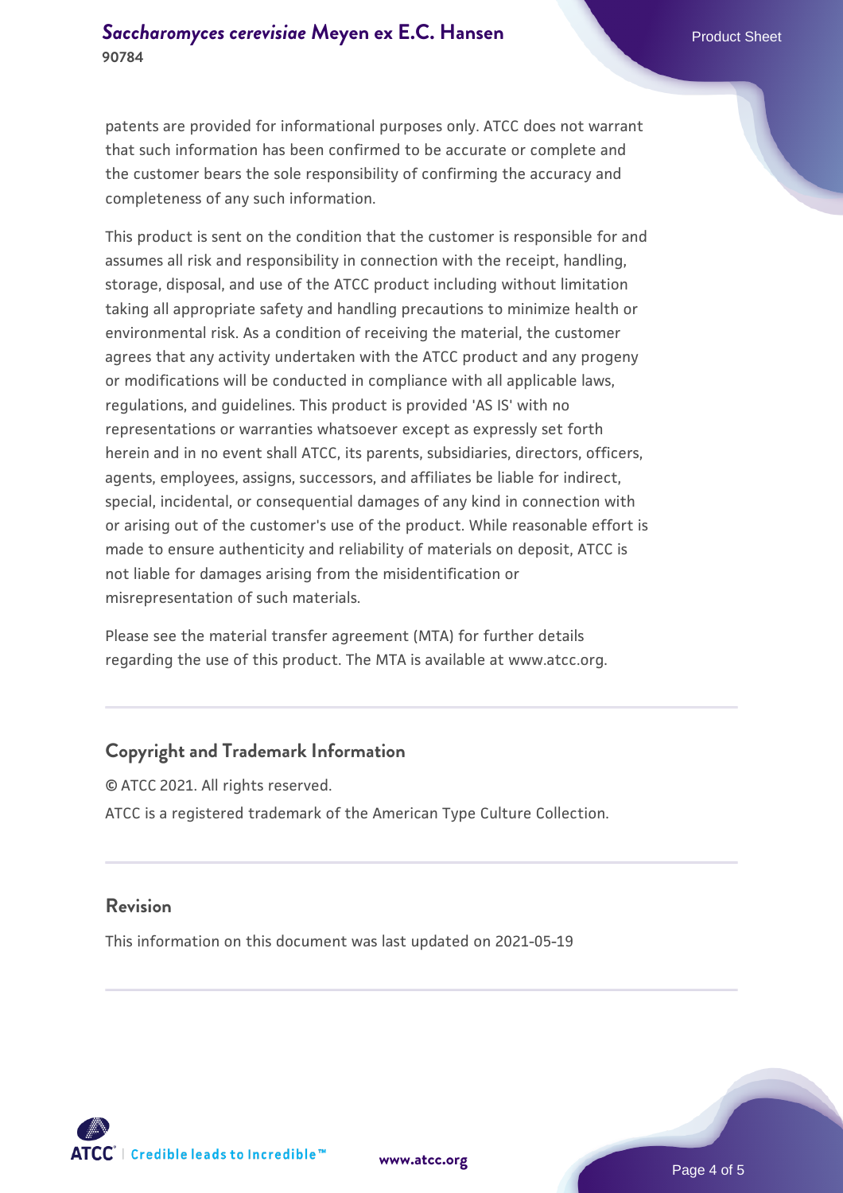patents are provided for informational purposes only. ATCC does not warrant that such information has been confirmed to be accurate or complete and the customer bears the sole responsibility of confirming the accuracy and completeness of any such information.

This product is sent on the condition that the customer is responsible for and assumes all risk and responsibility in connection with the receipt, handling, storage, disposal, and use of the ATCC product including without limitation taking all appropriate safety and handling precautions to minimize health or environmental risk. As a condition of receiving the material, the customer agrees that any activity undertaken with the ATCC product and any progeny or modifications will be conducted in compliance with all applicable laws, regulations, and guidelines. This product is provided 'AS IS' with no representations or warranties whatsoever except as expressly set forth herein and in no event shall ATCC, its parents, subsidiaries, directors, officers, agents, employees, assigns, successors, and affiliates be liable for indirect, special, incidental, or consequential damages of any kind in connection with or arising out of the customer's use of the product. While reasonable effort is made to ensure authenticity and reliability of materials on deposit, ATCC is not liable for damages arising from the misidentification or misrepresentation of such materials.

Please see the material transfer agreement (MTA) for further details regarding the use of this product. The MTA is available at www.atcc.org.

## Copyright and Trademark Information

© ATCC 2021. All rights reserved.

ATCC is a registered trademark of the American Type Culture Collection.

## Revision

This information on this document was last updated on 2021-05-19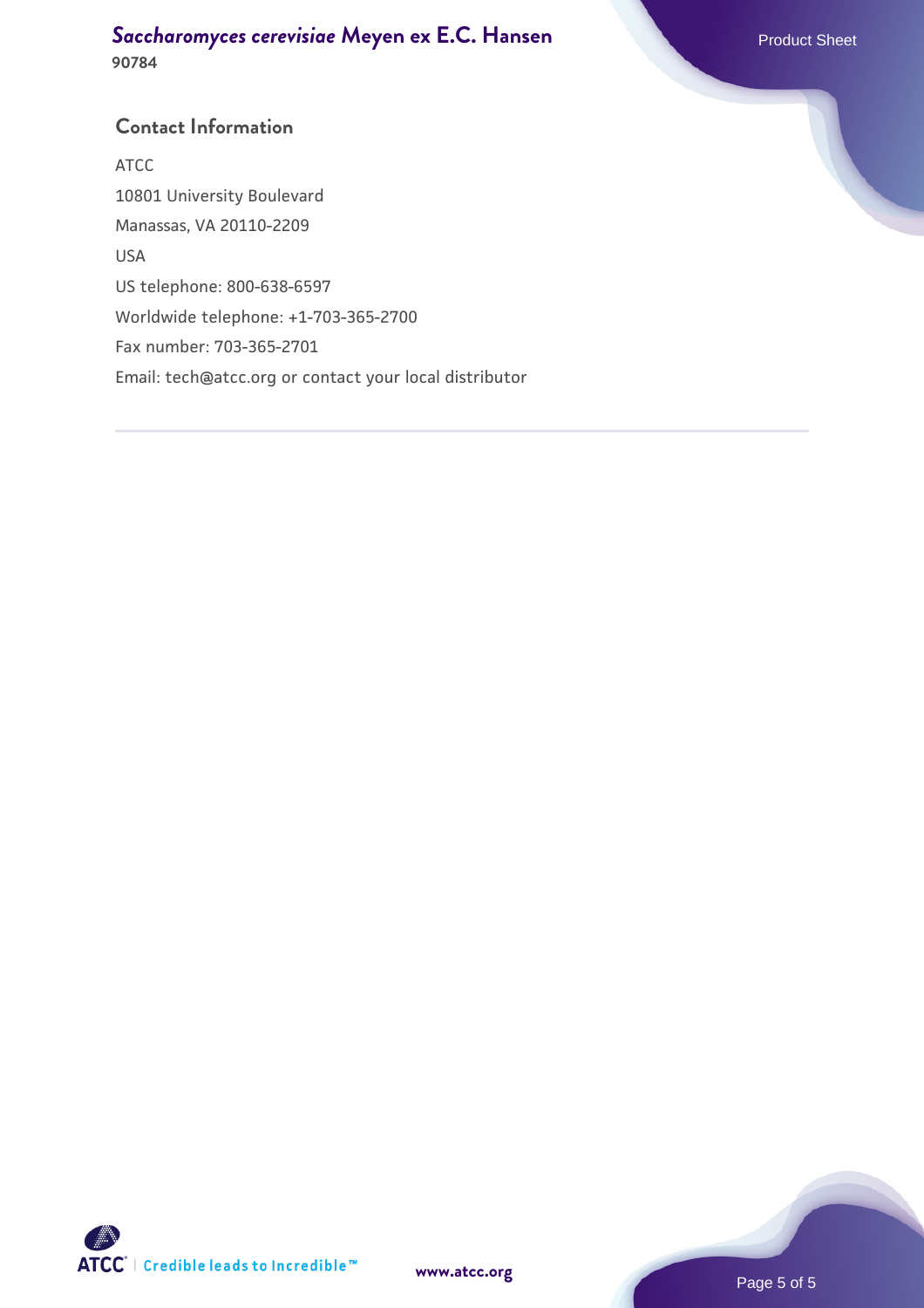## Contact Information

ATCC

10801 University Boulevard

Manassas, VA 20110-2209

USA

US telephone: 800-638-6597

Worldwide telephone: +1-703-365-2700

Fax number: 703-365-2701

Email: tech@atcc.org or contact your local distributor